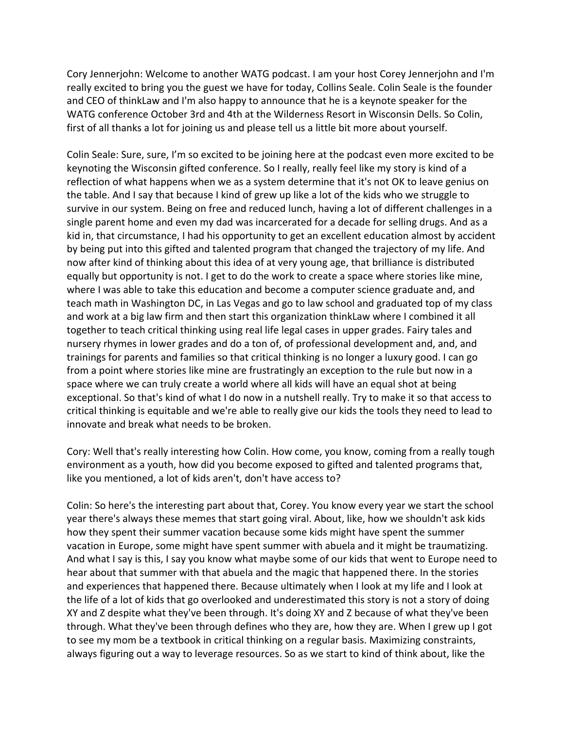Cory Jennerjohn: Welcome to another WATG podcast. I am your host Corey Jennerjohn and I'm really excited to bring you the guest we have for today, Collins Seale. Colin Seale is the founder and CEO of thinkLaw and I'm also happy to announce that he is a keynote speaker for the WATG conference October 3rd and 4th at the Wilderness Resort in Wisconsin Dells. So Colin, first of all thanks a lot for joining us and please tell us a little bit more about yourself.

Colin Seale: Sure, sure, I'm so excited to be joining here at the podcast even more excited to be keynoting the Wisconsin gifted conference. So I really, really feel like my story is kind of a reflection of what happens when we as a system determine that it's not OK to leave genius on the table. And I say that because I kind of grew up like a lot of the kids who we struggle to survive in our system. Being on free and reduced lunch, having a lot of different challenges in a single parent home and even my dad was incarcerated for a decade for selling drugs. And as a kid in, that circumstance, I had his opportunity to get an excellent education almost by accident by being put into this gifted and talented program that changed the trajectory of my life. And now after kind of thinking about this idea of at very young age, that brilliance is distributed equally but opportunity is not. I get to do the work to create a space where stories like mine, where I was able to take this education and become a computer science graduate and, and teach math in Washington DC, in Las Vegas and go to law school and graduated top of my class and work at a big law firm and then start this organization thinkLaw where I combined it all together to teach critical thinking using real life legal cases in upper grades. Fairy tales and nursery rhymes in lower grades and do a ton of, of professional development and, and, and trainings for parents and families so that critical thinking is no longer a luxury good. I can go from a point where stories like mine are frustratingly an exception to the rule but now in a space where we can truly create a world where all kids will have an equal shot at being exceptional. So that's kind of what I do now in a nutshell really. Try to make it so that access to critical thinking is equitable and we're able to really give our kids the tools they need to lead to innovate and break what needs to be broken.

Cory: Well that's really interesting how Colin. How come, you know, coming from a really tough environment as a youth, how did you become exposed to gifted and talented programs that, like you mentioned, a lot of kids aren't, don't have access to?

Colin: So here's the interesting part about that, Corey. You know every year we start the school year there's always these memes that start going viral. About, like, how we shouldn't ask kids how they spent their summer vacation because some kids might have spent the summer vacation in Europe, some might have spent summer with abuela and it might be traumatizing. And what I say is this, I say you know what maybe some of our kids that went to Europe need to hear about that summer with that abuela and the magic that happened there. In the stories and experiences that happened there. Because ultimately when I look at my life and I look at the life of a lot of kids that go overlooked and underestimated this story is not a story of doing XY and Z despite what they've been through. It's doing XY and Z because of what they've been through. What they've been through defines who they are, how they are. When I grew up I got to see my mom be a textbook in critical thinking on a regular basis. Maximizing constraints, always figuring out a way to leverage resources. So as we start to kind of think about, like the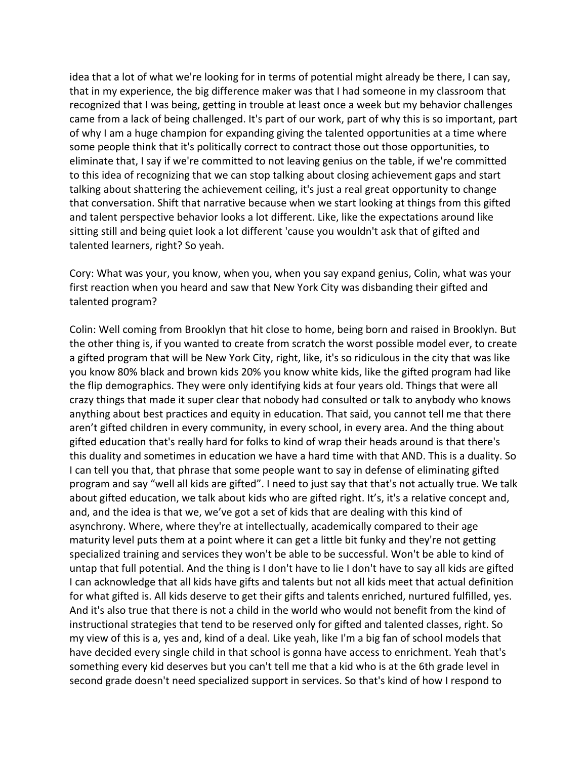idea that a lot of what we're looking for in terms of potential might already be there, I can say, that in my experience, the big difference maker was that I had someone in my classroom that recognized that I was being, getting in trouble at least once a week but my behavior challenges came from a lack of being challenged. It's part of our work, part of why this is so important, part of why I am a huge champion for expanding giving the talented opportunities at a time where some people think that it's politically correct to contract those out those opportunities, to eliminate that, I say if we're committed to not leaving genius on the table, if we're committed to this idea of recognizing that we can stop talking about closing achievement gaps and start talking about shattering the achievement ceiling, it's just a real great opportunity to change that conversation. Shift that narrative because when we start looking at things from this gifted and talent perspective behavior looks a lot different. Like, like the expectations around like sitting still and being quiet look a lot different 'cause you wouldn't ask that of gifted and talented learners, right? So yeah.

Cory: What was your, you know, when you, when you say expand genius, Colin, what was your first reaction when you heard and saw that New York City was disbanding their gifted and talented program?

Colin: Well coming from Brooklyn that hit close to home, being born and raised in Brooklyn. But the other thing is, if you wanted to create from scratch the worst possible model ever, to create a gifted program that will be New York City, right, like, it's so ridiculous in the city that was like you know 80% black and brown kids 20% you know white kids, like the gifted program had like the flip demographics. They were only identifying kids at four years old. Things that were all crazy things that made it super clear that nobody had consulted or talk to anybody who knows anything about best practices and equity in education. That said, you cannot tell me that there aren't gifted children in every community, in every school, in every area. And the thing about gifted education that's really hard for folks to kind of wrap their heads around is that there's this duality and sometimes in education we have a hard time with that AND. This is a duality. So I can tell you that, that phrase that some people want to say in defense of eliminating gifted program and say "well all kids are gifted". I need to just say that that's not actually true. We talk about gifted education, we talk about kids who are gifted right. It's, it's a relative concept and, and, and the idea is that we, we've got a set of kids that are dealing with this kind of asynchrony. Where, where they're at intellectually, academically compared to their age maturity level puts them at a point where it can get a little bit funky and they're not getting specialized training and services they won't be able to be successful. Won't be able to kind of untap that full potential. And the thing is I don't have to lie I don't have to say all kids are gifted I can acknowledge that all kids have gifts and talents but not all kids meet that actual definition for what gifted is. All kids deserve to get their gifts and talents enriched, nurtured fulfilled, yes. And it's also true that there is not a child in the world who would not benefit from the kind of instructional strategies that tend to be reserved only for gifted and talented classes, right. So my view of this is a, yes and, kind of a deal. Like yeah, like I'm a big fan of school models that have decided every single child in that school is gonna have access to enrichment. Yeah that's something every kid deserves but you can't tell me that a kid who is at the 6th grade level in second grade doesn't need specialized support in services. So that's kind of how I respond to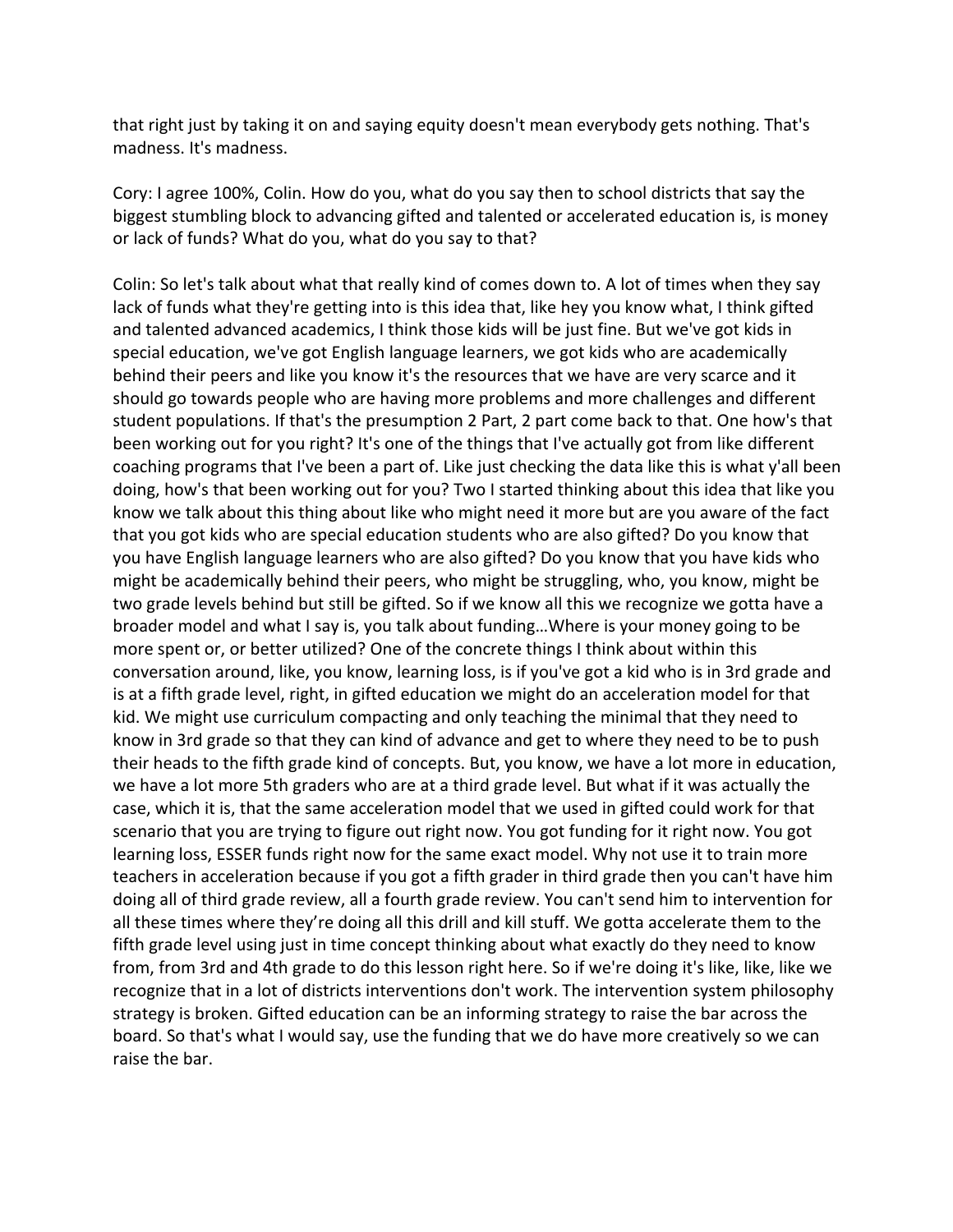that right just by taking it on and saying equity doesn't mean everybody gets nothing. That's madness. It's madness.

Cory: I agree 100%, Colin. How do you, what do you say then to school districts that say the biggest stumbling block to advancing gifted and talented or accelerated education is, is money or lack of funds? What do you, what do you say to that?

Colin: So let's talk about what that really kind of comes down to. A lot of times when they say lack of funds what they're getting into is this idea that, like hey you know what, I think gifted and talented advanced academics, I think those kids will be just fine. But we've got kids in special education, we've got English language learners, we got kids who are academically behind their peers and like you know it's the resources that we have are very scarce and it should go towards people who are having more problems and more challenges and different student populations. If that's the presumption 2 Part, 2 part come back to that. One how's that been working out for you right? It's one of the things that I've actually got from like different coaching programs that I've been a part of. Like just checking the data like this is what y'all been doing, how's that been working out for you? Two I started thinking about this idea that like you know we talk about this thing about like who might need it more but are you aware of the fact that you got kids who are special education students who are also gifted? Do you know that you have English language learners who are also gifted? Do you know that you have kids who might be academically behind their peers, who might be struggling, who, you know, might be two grade levels behind but still be gifted. So if we know all this we recognize we gotta have a broader model and what I say is, you talk about funding…Where is your money going to be more spent or, or better utilized? One of the concrete things I think about within this conversation around, like, you know, learning loss, is if you've got a kid who is in 3rd grade and is at a fifth grade level, right, in gifted education we might do an acceleration model for that kid. We might use curriculum compacting and only teaching the minimal that they need to know in 3rd grade so that they can kind of advance and get to where they need to be to push their heads to the fifth grade kind of concepts. But, you know, we have a lot more in education, we have a lot more 5th graders who are at a third grade level. But what if it was actually the case, which it is, that the same acceleration model that we used in gifted could work for that scenario that you are trying to figure out right now. You got funding for it right now. You got learning loss, ESSER funds right now for the same exact model. Why not use it to train more teachers in acceleration because if you got a fifth grader in third grade then you can't have him doing all of third grade review, all a fourth grade review. You can't send him to intervention for all these times where they're doing all this drill and kill stuff. We gotta accelerate them to the fifth grade level using just in time concept thinking about what exactly do they need to know from, from 3rd and 4th grade to do this lesson right here. So if we're doing it's like, like, like we recognize that in a lot of districts interventions don't work. The intervention system philosophy strategy is broken. Gifted education can be an informing strategy to raise the bar across the board. So that's what I would say, use the funding that we do have more creatively so we can raise the bar.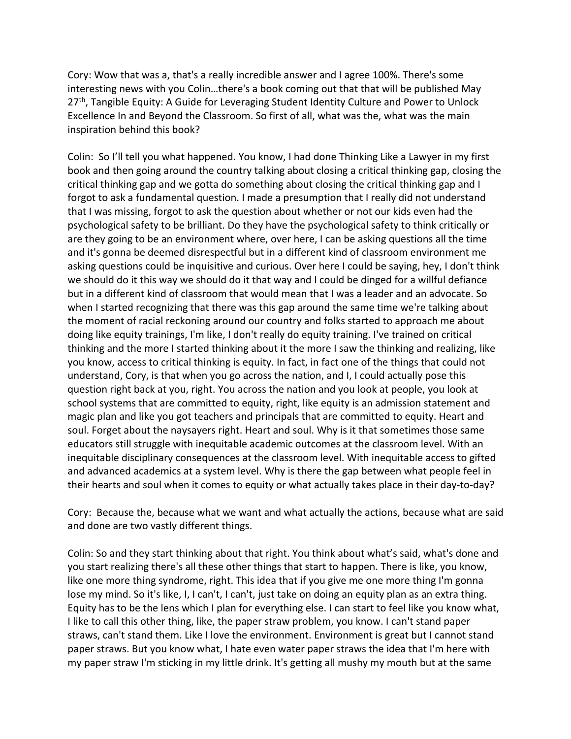Cory: Wow that was a, that's a really incredible answer and I agree 100%. There's some interesting news with you Colin…there's a book coming out that that will be published May 27th, Tangible Equity: A Guide for Leveraging Student Identity Culture and Power to Unlock Excellence In and Beyond the Classroom. So first of all, what was the, what was the main inspiration behind this book?

Colin: So I'll tell you what happened. You know, I had done Thinking Like a Lawyer in my first book and then going around the country talking about closing a critical thinking gap, closing the critical thinking gap and we gotta do something about closing the critical thinking gap and I forgot to ask a fundamental question. I made a presumption that I really did not understand that I was missing, forgot to ask the question about whether or not our kids even had the psychological safety to be brilliant. Do they have the psychological safety to think critically or are they going to be an environment where, over here, I can be asking questions all the time and it's gonna be deemed disrespectful but in a different kind of classroom environment me asking questions could be inquisitive and curious. Over here I could be saying, hey, I don't think we should do it this way we should do it that way and I could be dinged for a willful defiance but in a different kind of classroom that would mean that I was a leader and an advocate. So when I started recognizing that there was this gap around the same time we're talking about the moment of racial reckoning around our country and folks started to approach me about doing like equity trainings, I'm like, I don't really do equity training. I've trained on critical thinking and the more I started thinking about it the more I saw the thinking and realizing, like you know, access to critical thinking is equity. In fact, in fact one of the things that could not understand, Cory, is that when you go across the nation, and I, I could actually pose this question right back at you, right. You across the nation and you look at people, you look at school systems that are committed to equity, right, like equity is an admission statement and magic plan and like you got teachers and principals that are committed to equity. Heart and soul. Forget about the naysayers right. Heart and soul. Why is it that sometimes those same educators still struggle with inequitable academic outcomes at the classroom level. With an inequitable disciplinary consequences at the classroom level. With inequitable access to gifted and advanced academics at a system level. Why is there the gap between what people feel in their hearts and soul when it comes to equity or what actually takes place in their day-to-day?

Cory: Because the, because what we want and what actually the actions, because what are said and done are two vastly different things.

Colin: So and they start thinking about that right. You think about what's said, what's done and you start realizing there's all these other things that start to happen. There is like, you know, like one more thing syndrome, right. This idea that if you give me one more thing I'm gonna lose my mind. So it's like, I, I can't, I can't, just take on doing an equity plan as an extra thing. Equity has to be the lens which I plan for everything else. I can start to feel like you know what, I like to call this other thing, like, the paper straw problem, you know. I can't stand paper straws, can't stand them. Like I love the environment. Environment is great but I cannot stand paper straws. But you know what, I hate even water paper straws the idea that I'm here with my paper straw I'm sticking in my little drink. It's getting all mushy my mouth but at the same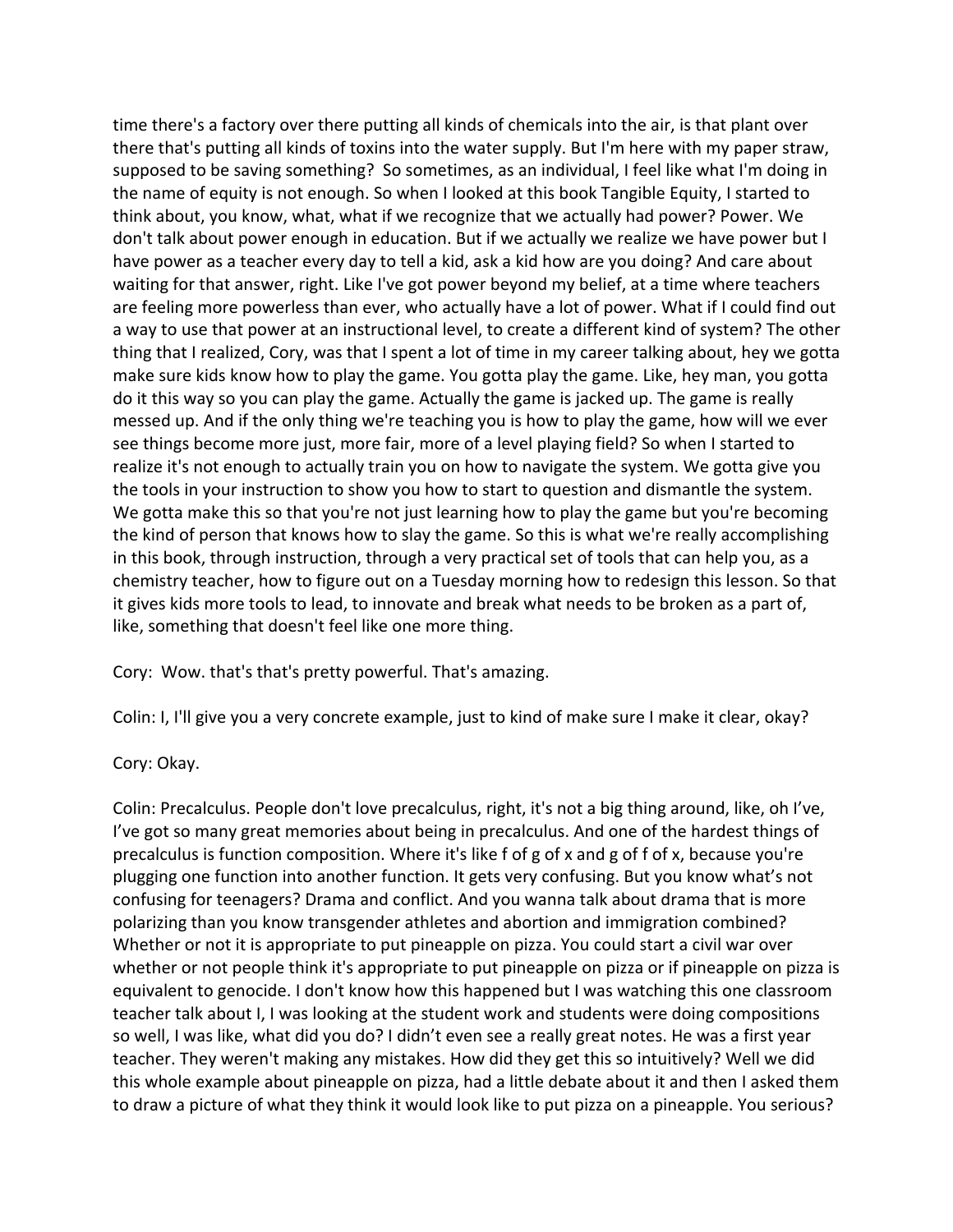time there's a factory over there putting all kinds of chemicals into the air, is that plant over there that's putting all kinds of toxins into the water supply. But I'm here with my paper straw, supposed to be saving something?  So sometimes, as an individual, I feel like what I'm doing in the name of equity is not enough. So when I looked at this book Tangible Equity, I started to think about, you know, what, what if we recognize that we actually had power? Power. We don't talk about power enough in education. But if we actually we realize we have power but I have power as a teacher every day to tell a kid, ask a kid how are you doing? And care about waiting for that answer, right. Like I've got power beyond my belief, at a time where teachers are feeling more powerless than ever, who actually have a lot of power. What if I could find out a way to use that power at an instructional level, to create a different kind of system? The other thing that I realized, Cory, was that I spent a lot of time in my career talking about, hey we gotta make sure kids know how to play the game. You gotta play the game. Like, hey man, you gotta do it this way so you can play the game. Actually the game is jacked up. The game is really messed up. And if the only thing we're teaching you is how to play the game, how will we ever see things become more just, more fair, more of a level playing field? So when I started to realize it's not enough to actually train you on how to navigate the system. We gotta give you the tools in your instruction to show you how to start to question and dismantle the system. We gotta make this so that you're not just learning how to play the game but you're becoming the kind of person that knows how to slay the game. So this is what we're really accomplishing in this book, through instruction, through a very practical set of tools that can help you, as a chemistry teacher, how to figure out on a Tuesday morning how to redesign this lesson. So that it gives kids more tools to lead, to innovate and break what needs to be broken as a part of, like, something that doesn't feel like one more thing.

Cory:  Wow. that's that's pretty powerful. That's amazing.

Colin: I, I'll give you a very concrete example, just to kind of make sure I make it clear, okay?

Cory: Okay.

Colin: Precalculus. People don't love precalculus, right, it's not a big thing around, like, oh I've, I've got so many great memories about being in precalculus. And one of the hardest things of precalculus is function composition. Where it's like f of g of x and g of f of x, because you're plugging one function into another function. It gets very confusing. But you know what's not confusing for teenagers? Drama and conflict. And you wanna talk about drama that is more polarizing than you know transgender athletes and abortion and immigration combined? Whether or not it is appropriate to put pineapple on pizza. You could start a civil war over whether or not people think it's appropriate to put pineapple on pizza or if pineapple on pizza is equivalent to genocide. I don't know how this happened but I was watching this one classroom teacher talk about I, I was looking at the student work and students were doing compositions so well, I was like, what did you do? I didn't even see a really great notes. He was a first year teacher. They weren't making any mistakes. How did they get this so intuitively? Well we did this whole example about pineapple on pizza, had a little debate about it and then I asked them to draw a picture of what they think it would look like to put pizza on a pineapple. You serious?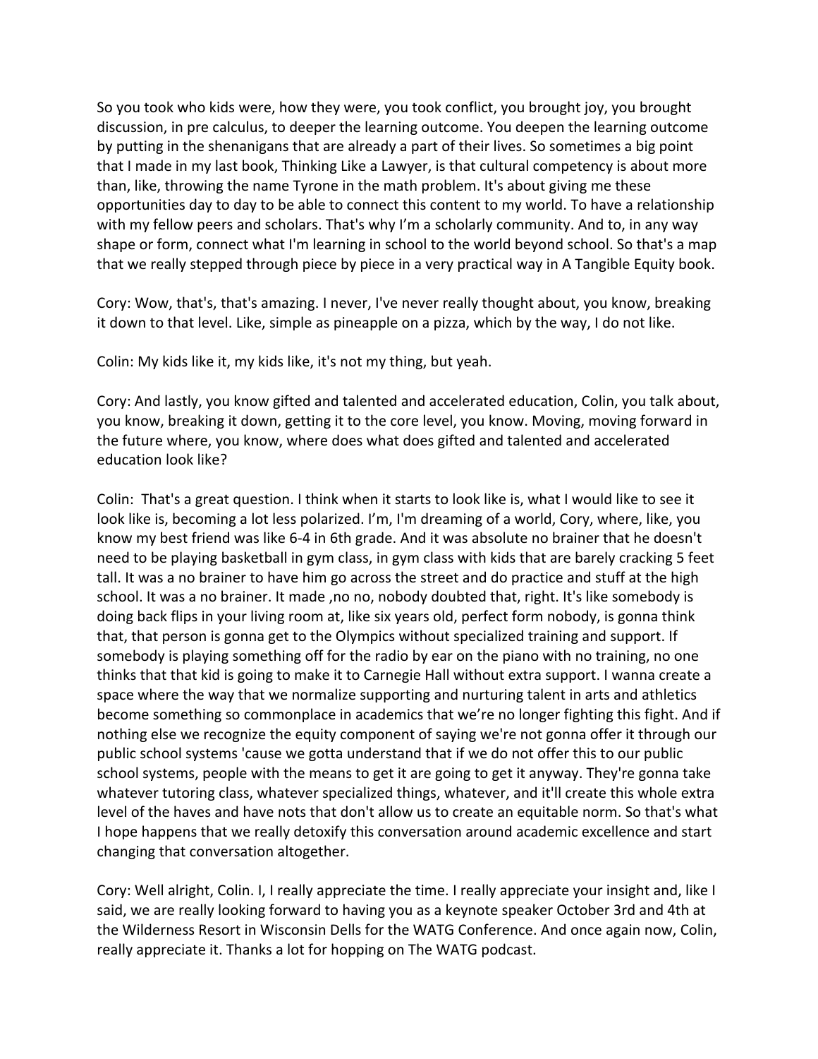So you took who kids were, how they were, you took conflict, you brought joy, you brought discussion, in pre calculus, to deeper the learning outcome. You deepen the learning outcome by putting in the shenanigans that are already a part of their lives. So sometimes a big point that I made in my last book, Thinking Like a Lawyer, is that cultural competency is about more than, like, throwing the name Tyrone in the math problem. It's about giving me these opportunities day to day to be able to connect this content to my world. To have a relationship with my fellow peers and scholars. That's why I'm a scholarly community. And to, in any way shape or form, connect what I'm learning in school to the world beyond school. So that's a map that we really stepped through piece by piece in a very practical way in A Tangible Equity book.

Cory: Wow, that's, that's amazing. I never, I've never really thought about, you know, breaking it down to that level. Like, simple as pineapple on a pizza, which by the way, I do not like.

Colin: My kids like it, my kids like, it's not my thing, but yeah.

Cory: And lastly, you know gifted and talented and accelerated education, Colin, you talk about, you know, breaking it down, getting it to the core level, you know. Moving, moving forward in the future where, you know, where does what does gifted and talented and accelerated education look like?

Colin: That's a great question. I think when it starts to look like is, what I would like to see it look like is, becoming a lot less polarized. I'm, I'm dreaming of a world, Cory, where, like, you know my best friend was like 6-4 in 6th grade. And it was absolute no brainer that he doesn't need to be playing basketball in gym class, in gym class with kids that are barely cracking 5 feet tall. It was a no brainer to have him go across the street and do practice and stuff at the high school. It was a no brainer. It made ,no no, nobody doubted that, right. It's like somebody is doing back flips in your living room at, like six years old, perfect form nobody, is gonna think that, that person is gonna get to the Olympics without specialized training and support. If somebody is playing something off for the radio by ear on the piano with no training, no one thinks that that kid is going to make it to Carnegie Hall without extra support. I wanna create a space where the way that we normalize supporting and nurturing talent in arts and athletics become something so commonplace in academics that we're no longer fighting this fight. And if nothing else we recognize the equity component of saying we're not gonna offer it through our public school systems 'cause we gotta understand that if we do not offer this to our public school systems, people with the means to get it are going to get it anyway. They're gonna take whatever tutoring class, whatever specialized things, whatever, and it'll create this whole extra level of the haves and have nots that don't allow us to create an equitable norm. So that's what I hope happens that we really detoxify this conversation around academic excellence and start changing that conversation altogether.

Cory: Well alright, Colin. I, I really appreciate the time. I really appreciate your insight and, like I said, we are really looking forward to having you as a keynote speaker October 3rd and 4th at the Wilderness Resort in Wisconsin Dells for the WATG Conference. And once again now, Colin, really appreciate it. Thanks a lot for hopping on The WATG podcast.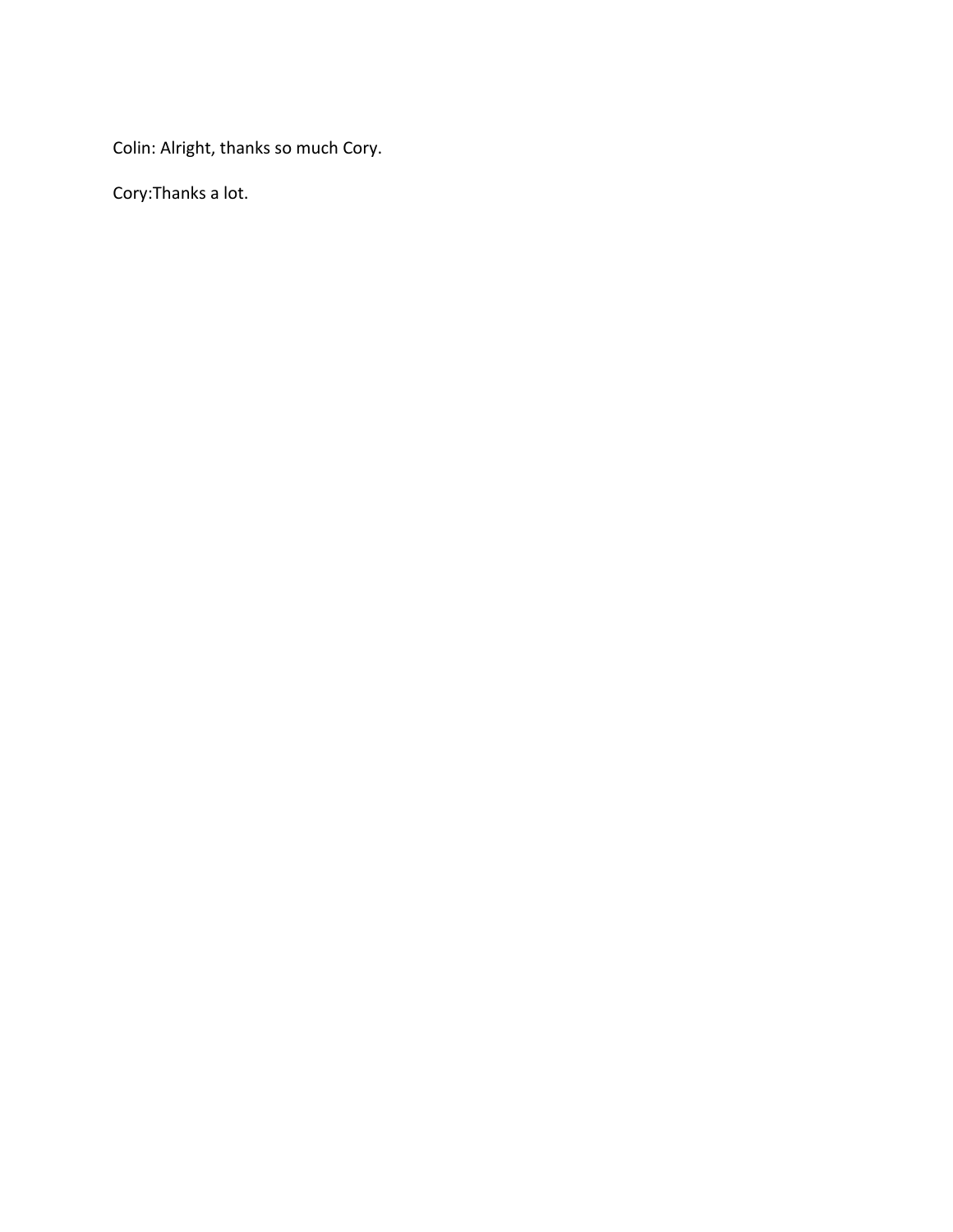Colin: Alright, thanks so much Cory.

Cory:Thanks a lot.